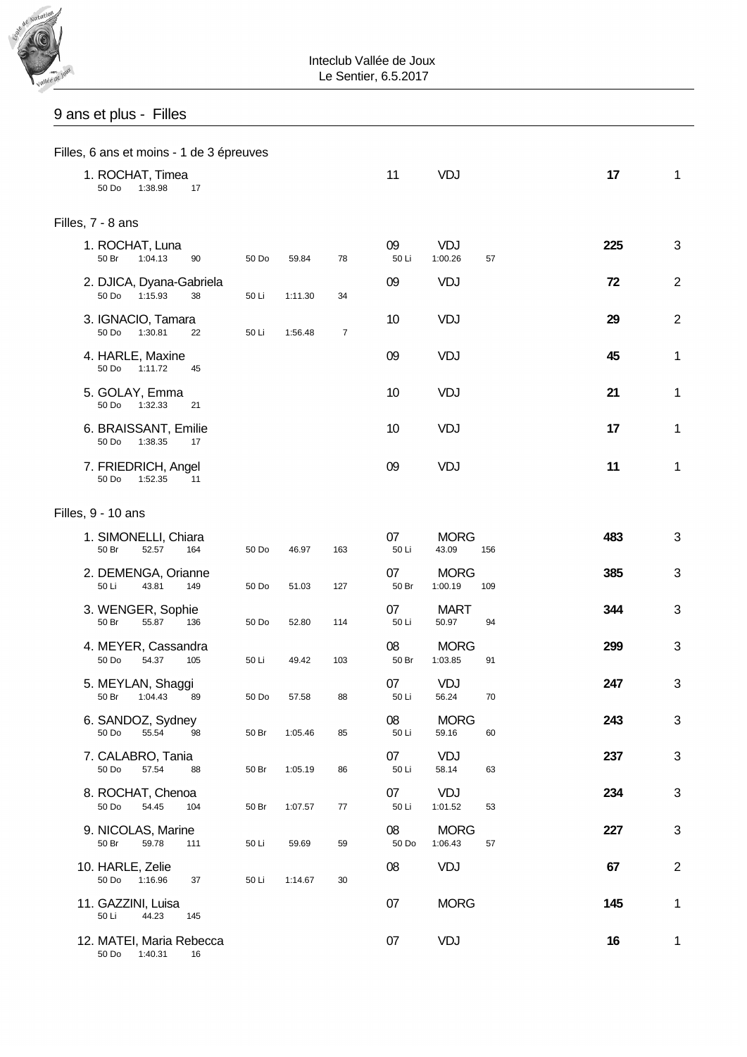Inteclub Vallée de Joux
Le Sentier, 6.5.2017

## 9 ans et plus - Filles

### Filles, 6 ans et moins - 1 de 3 épreuves

| Rang | Nom | Année | Club | Points | Nb |
|---|---|---|---|---|---|
| 1. | ROCHAT, Timea — 50 Do 1:38.98 17 | 11 | VDJ | **17** | 1 |

### Filles, 7 - 8 ans

| Rang | Nom | Année | Club | Points | Nb |
|---|---|---|---|---|---|
| 1. | ROCHAT, Luna — 50 Br 1:04.13 90 / 50 Do 59.84 78 / 50 Li 1:00.26 57 | 09 | VDJ | **225** | 3 |
| 2. | DJICA, Dyana-Gabriela — 50 Do 1:15.93 38 / 50 Li 1:11.30 34 | 09 | VDJ | **72** | 2 |
| 3. | IGNACIO, Tamara — 50 Do 1:30.81 22 / 50 Li 1:56.48 7 | 10 | VDJ | **29** | 2 |
| 4. | HARLE, Maxine — 50 Do 1:11.72 45 | 09 | VDJ | **45** | 1 |
| 5. | GOLAY, Emma — 50 Do 1:32.33 21 | 10 | VDJ | **21** | 1 |
| 6. | BRAISSANT, Emilie — 50 Do 1:38.35 17 | 10 | VDJ | **17** | 1 |
| 7. | FRIEDRICH, Angel — 50 Do 1:52.35 11 | 09 | VDJ | **11** | 1 |

### Filles, 9 - 10 ans

| Rang | Nom | Année | Club | Points | Nb |
|---|---|---|---|---|---|
| 1. | SIMONELLI, Chiara — 50 Br 52.57 164 / 50 Do 46.97 163 / 50 Li 43.09 156 | 07 | MORG | **483** | 3 |
| 2. | DEMENGA, Orianne — 50 Li 43.81 149 / 50 Do 51.03 127 / 50 Br 1:00.19 109 | 07 | MORG | **385** | 3 |
| 3. | WENGER, Sophie — 50 Br 55.87 136 / 50 Do 52.80 114 / 50 Li 50.97 94 | 07 | MART | **344** | 3 |
| 4. | MEYER, Cassandra — 50 Do 54.37 105 / 50 Li 49.42 103 / 50 Br 1:03.85 91 | 08 | MORG | **299** | 3 |
| 5. | MEYLAN, Shaggi — 50 Br 1:04.43 89 / 50 Do 57.58 88 / 50 Li 56.24 70 | 07 | VDJ | **247** | 3 |
| 6. | SANDOZ, Sydney — 50 Do 55.54 98 / 50 Br 1:05.46 85 / 50 Li 59.16 60 | 08 | MORG | **243** | 3 |
| 7. | CALABRO, Tania — 50 Do 57.54 88 / 50 Br 1:05.19 86 / 50 Li 58.14 63 | 07 | VDJ | **237** | 3 |
| 8. | ROCHAT, Chenoa — 50 Do 54.45 104 / 50 Br 1:07.57 77 / 50 Li 1:01.52 53 | 07 | VDJ | **234** | 3 |
| 9. | NICOLAS, Marine — 50 Br 59.78 111 / 50 Li 59.69 59 / 50 Do 1:06.43 57 | 08 | MORG | **227** | 3 |
| 10. | HARLE, Zelie — 50 Do 1:16.96 37 / 50 Li 1:14.67 30 | 08 | VDJ | **67** | 2 |
| 11. | GAZZINI, Luisa — 50 Li 44.23 145 | 07 | MORG | **145** | 1 |
| 12. | MATEI, Maria Rebecca — 50 Do 1:40.31 16 | 07 | VDJ | **16** | 1 |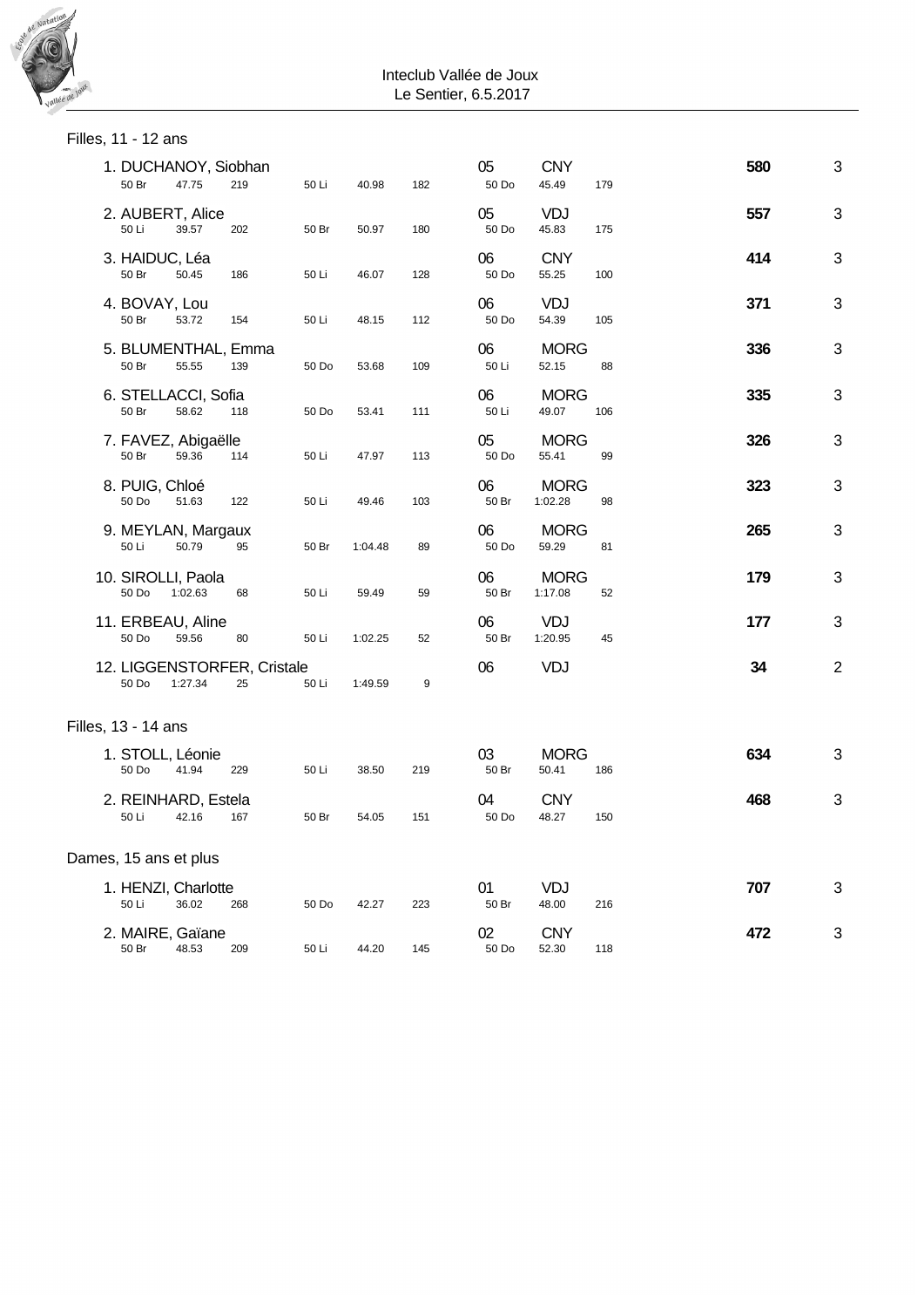Inteclub Vallée de Joux
Le Sentier, 6.5.2017

## Filles, 11 - 12 ans

| Rang | Nom | Année | Club | Points | Nb |
|---|---|---|---|---|---|
| 1. | DUCHANOY, Siobhan | 05 | CNY | **580** | 3 |
| | 50 Br 47.75 219 · 50 Li 40.98 182 · 50 Do 45.49 179 | | | | |
| 2. | AUBERT, Alice | 05 | VDJ | **557** | 3 |
| | 50 Li 39.57 202 · 50 Br 50.97 180 · 50 Do 45.83 175 | | | | |
| 3. | HAIDUC, Léa | 06 | CNY | **414** | 3 |
| | 50 Br 50.45 186 · 50 Li 46.07 128 · 50 Do 55.25 100 | | | | |
| 4. | BOVAY, Lou | 06 | VDJ | **371** | 3 |
| | 50 Br 53.72 154 · 50 Li 48.15 112 · 50 Do 54.39 105 | | | | |
| 5. | BLUMENTHAL, Emma | 06 | MORG | **336** | 3 |
| | 50 Br 55.55 139 · 50 Do 53.68 109 · 50 Li 52.15 88 | | | | |
| 6. | STELLACCI, Sofia | 06 | MORG | **335** | 3 |
| | 50 Br 58.62 118 · 50 Do 53.41 111 · 50 Li 49.07 106 | | | | |
| 7. | FAVEZ, Abigaëlle | 05 | MORG | **326** | 3 |
| | 50 Br 59.36 114 · 50 Li 47.97 113 · 50 Do 55.41 99 | | | | |
| 8. | PUIG, Chloé | 06 | MORG | **323** | 3 |
| | 50 Do 51.63 122 · 50 Li 49.46 103 · 50 Br 1:02.28 98 | | | | |
| 9. | MEYLAN, Margaux | 06 | MORG | **265** | 3 |
| | 50 Li 50.79 95 · 50 Br 1:04.48 89 · 50 Do 59.29 81 | | | | |
| 10. | SIROLLI, Paola | 06 | MORG | **179** | 3 |
| | 50 Do 1:02.63 68 · 50 Li 59.49 59 · 50 Br 1:17.08 52 | | | | |
| 11. | ERBEAU, Aline | 06 | VDJ | **177** | 3 |
| | 50 Do 59.56 80 · 50 Li 1:02.25 52 · 50 Br 1:20.95 45 | | | | |
| 12. | LIGGENSTORFER, Cristale | 06 | VDJ | **34** | 2 |
| | 50 Do 1:27.34 25 · 50 Li 1:49.59 9 | | | | |

## Filles, 13 - 14 ans

| Rang | Nom | Année | Club | Points | Nb |
|---|---|---|---|---|---|
| 1. | STOLL, Léonie | 03 | MORG | **634** | 3 |
| | 50 Do 41.94 229 · 50 Li 38.50 219 · 50 Br 50.41 186 | | | | |
| 2. | REINHARD, Estela | 04 | CNY | **468** | 3 |
| | 50 Li 42.16 167 · 50 Br 54.05 151 · 50 Do 48.27 150 | | | | |

## Dames, 15 ans et plus

| Rang | Nom | Année | Club | Points | Nb |
|---|---|---|---|---|---|
| 1. | HENZI, Charlotte | 01 | VDJ | **707** | 3 |
| | 50 Li 36.02 268 · 50 Do 42.27 223 · 50 Br 48.00 216 | | | | |
| 2. | MAIRE, Gaïane | 02 | CNY | **472** | 3 |
| | 50 Br 48.53 209 · 50 Li 44.20 145 · 50 Do 52.30 118 | | | | |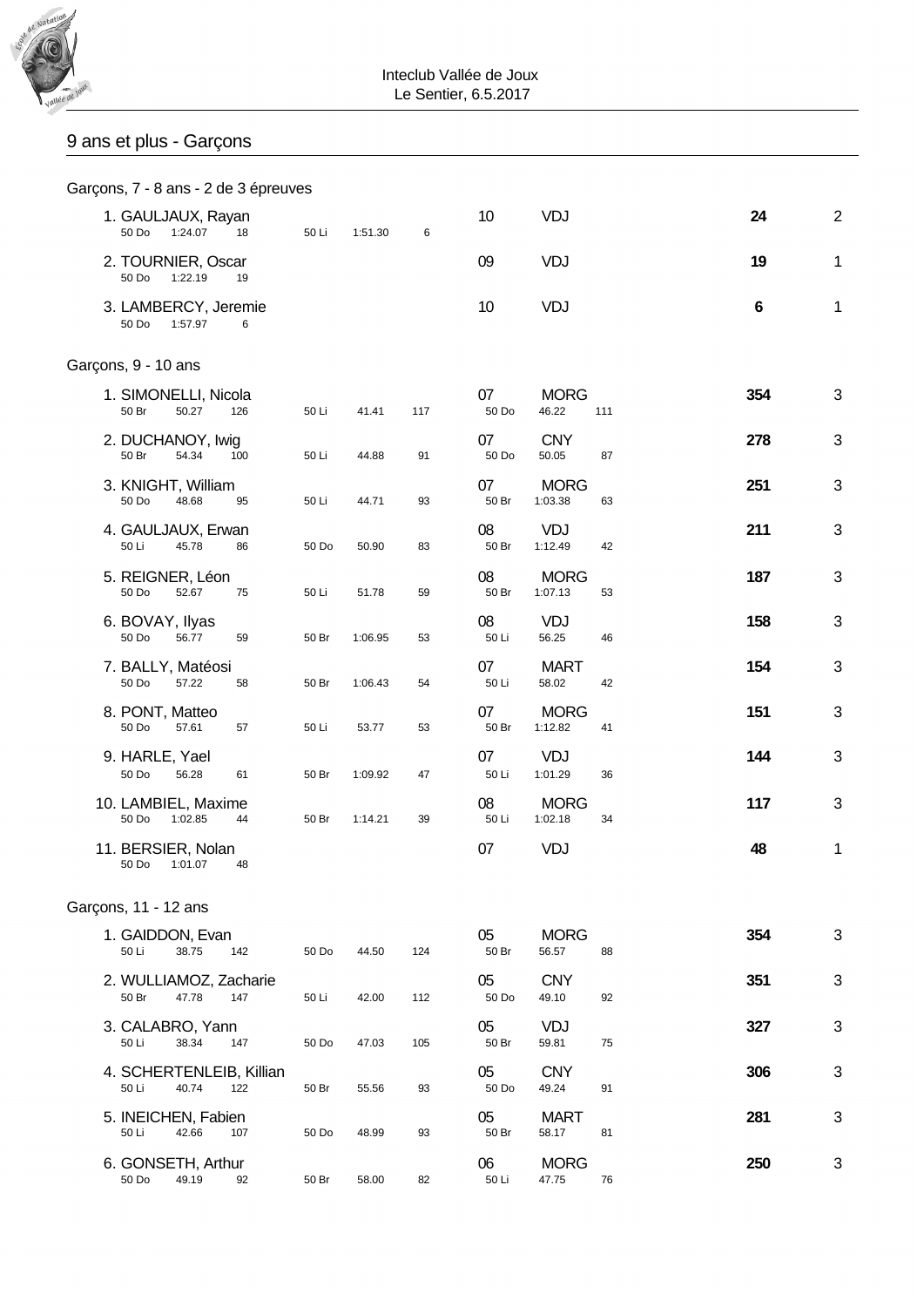Inteclub Vallée de Joux
Le Sentier, 6.5.2017

## 9 ans et plus - Garçons

### Garçons, 7 - 8 ans - 2 de 3 épreuves

| Rang | Nom | Épreuve 1 | Temps | Pts | Épreuve 2 | Temps | Pts | Épreuve 3 | Temps | Pts | Année | Club | Total | Nb |
|---|---|---|---|---|---|---|---|---|---|---|---|---|---|---|
| 1. | GAULJAUX, Rayan | 50 Do | 1:24.07 | 18 | 50 Li | 1:51.30 | 6 | | | | 10 | VDJ | **24** | 2 |
| 2. | TOURNIER, Oscar | 50 Do | 1:22.19 | 19 | | | | | | | 09 | VDJ | **19** | 1 |
| 3. | LAMBERCY, Jeremie | 50 Do | 1:57.97 | 6 | | | | | | | 10 | VDJ | **6** | 1 |

### Garçons, 9 - 10 ans

| Rang | Nom | Épreuve 1 | Temps | Pts | Épreuve 2 | Temps | Pts | Épreuve 3 | Temps | Pts | Année | Club | Total | Nb |
|---|---|---|---|---|---|---|---|---|---|---|---|---|---|---|
| 1. | SIMONELLI, Nicola | 50 Br | 50.27 | 126 | 50 Li | 41.41 | 117 | 50 Do | 46.22 | 111 | 07 | MORG | **354** | 3 |
| 2. | DUCHANOY, Iwig | 50 Br | 54.34 | 100 | 50 Li | 44.88 | 91 | 50 Do | 50.05 | 87 | 07 | CNY | **278** | 3 |
| 3. | KNIGHT, William | 50 Do | 48.68 | 95 | 50 Li | 44.71 | 93 | 50 Br | 1:03.38 | 63 | 07 | MORG | **251** | 3 |
| 4. | GAULJAUX, Erwan | 50 Li | 45.78 | 86 | 50 Do | 50.90 | 83 | 50 Br | 1:12.49 | 42 | 08 | VDJ | **211** | 3 |
| 5. | REIGNER, Léon | 50 Do | 52.67 | 75 | 50 Li | 51.78 | 59 | 50 Br | 1:07.13 | 53 | 08 | MORG | **187** | 3 |
| 6. | BOVAY, Ilyas | 50 Do | 56.77 | 59 | 50 Br | 1:06.95 | 53 | 50 Li | 56.25 | 46 | 08 | VDJ | **158** | 3 |
| 7. | BALLY, Matéosi | 50 Do | 57.22 | 58 | 50 Br | 1:06.43 | 54 | 50 Li | 58.02 | 42 | 07 | MART | **154** | 3 |
| 8. | PONT, Matteo | 50 Do | 57.61 | 57 | 50 Li | 53.77 | 53 | 50 Br | 1:12.82 | 41 | 07 | MORG | **151** | 3 |
| 9. | HARLE, Yael | 50 Do | 56.28 | 61 | 50 Br | 1:09.92 | 47 | 50 Li | 1:01.29 | 36 | 07 | VDJ | **144** | 3 |
| 10. | LAMBIEL, Maxime | 50 Do | 1:02.85 | 44 | 50 Br | 1:14.21 | 39 | 50 Li | 1:02.18 | 34 | 08 | MORG | **117** | 3 |
| 11. | BERSIER, Nolan | 50 Do | 1:01.07 | 48 | | | | | | | 07 | VDJ | **48** | 1 |

### Garçons, 11 - 12 ans

| Rang | Nom | Épreuve 1 | Temps | Pts | Épreuve 2 | Temps | Pts | Épreuve 3 | Temps | Pts | Année | Club | Total | Nb |
|---|---|---|---|---|---|---|---|---|---|---|---|---|---|---|
| 1. | GAIDDON, Evan | 50 Li | 38.75 | 142 | 50 Do | 44.50 | 124 | 50 Br | 56.57 | 88 | 05 | MORG | **354** | 3 |
| 2. | WULLIAMOZ, Zacharie | 50 Br | 47.78 | 147 | 50 Li | 42.00 | 112 | 50 Do | 49.10 | 92 | 05 | CNY | **351** | 3 |
| 3. | CALABRO, Yann | 50 Li | 38.34 | 147 | 50 Do | 47.03 | 105 | 50 Br | 59.81 | 75 | 05 | VDJ | **327** | 3 |
| 4. | SCHERTENLEIB, Killian | 50 Li | 40.74 | 122 | 50 Br | 55.56 | 93 | 50 Do | 49.24 | 91 | 05 | CNY | **306** | 3 |
| 5. | INEICHEN, Fabien | 50 Li | 42.66 | 107 | 50 Do | 48.99 | 93 | 50 Br | 58.17 | 81 | 05 | MART | **281** | 3 |
| 6. | GONSETH, Arthur | 50 Do | 49.19 | 92 | 50 Br | 58.00 | 82 | 50 Li | 47.75 | 76 | 06 | MORG | **250** | 3 |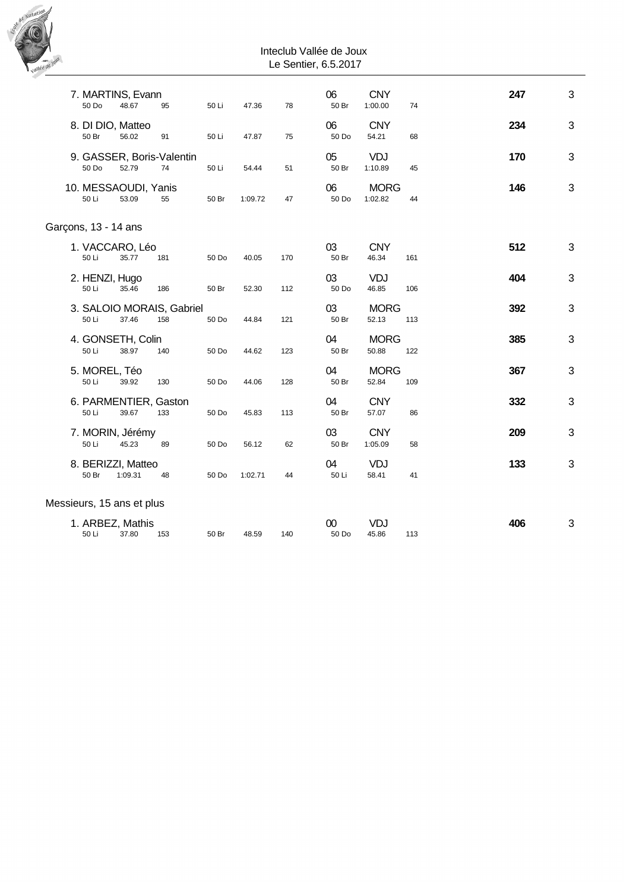Inteclub Vallée de Joux
Le Sentier, 6.5.2017

| | | | | | | | | | | | |
|---|---|---|---|---|---|---|---|---|---|---|---|
| 7. MARTINS, Evann | | | | | | | 06 | CNY | | 247 | 3 |
| 50 Do | 48.67 | 95 | 50 Li | 47.36 | 78 | | 50 Br | 1:00.00 | 74 | | |
| 8. DI DIO, Matteo | | | | | | | 06 | CNY | | 234 | 3 |
| 50 Br | 56.02 | 91 | 50 Li | 47.87 | 75 | | 50 Do | 54.21 | 68 | | |
| 9. GASSER, Boris-Valentin | | | | | | | 05 | VDJ | | 170 | 3 |
| 50 Do | 52.79 | 74 | 50 Li | 54.44 | 51 | | 50 Br | 1:10.89 | 45 | | |
| 10. MESSAOUDI, Yanis | | | | | | | 06 | MORG | | 146 | 3 |
| 50 Li | 53.09 | 55 | 50 Br | 1:09.72 | 47 | | 50 Do | 1:02.82 | 44 | | |

Garçons, 13 - 14 ans

| | | | | | | | | | | | |
|---|---|---|---|---|---|---|---|---|---|---|---|
| 1. VACCARO, Léo | | | | | | | 03 | CNY | | 512 | 3 |
| 50 Li | 35.77 | 181 | 50 Do | 40.05 | 170 | | 50 Br | 46.34 | 161 | | |
| 2. HENZI, Hugo | | | | | | | 03 | VDJ | | 404 | 3 |
| 50 Li | 35.46 | 186 | 50 Br | 52.30 | 112 | | 50 Do | 46.85 | 106 | | |
| 3. SALOIO MORAIS, Gabriel | | | | | | | 03 | MORG | | 392 | 3 |
| 50 Li | 37.46 | 158 | 50 Do | 44.84 | 121 | | 50 Br | 52.13 | 113 | | |
| 4. GONSETH, Colin | | | | | | | 04 | MORG | | 385 | 3 |
| 50 Li | 38.97 | 140 | 50 Do | 44.62 | 123 | | 50 Br | 50.88 | 122 | | |
| 5. MOREL, Téo | | | | | | | 04 | MORG | | 367 | 3 |
| 50 Li | 39.92 | 130 | 50 Do | 44.06 | 128 | | 50 Br | 52.84 | 109 | | |
| 6. PARMENTIER, Gaston | | | | | | | 04 | CNY | | 332 | 3 |
| 50 Li | 39.67 | 133 | 50 Do | 45.83 | 113 | | 50 Br | 57.07 | 86 | | |
| 7. MORIN, Jérémy | | | | | | | 03 | CNY | | 209 | 3 |
| 50 Li | 45.23 | 89 | 50 Do | 56.12 | 62 | | 50 Br | 1:05.09 | 58 | | |
| 8. BERIZZI, Matteo | | | | | | | 04 | VDJ | | 133 | 3 |
| 50 Br | 1:09.31 | 48 | 50 Do | 1:02.71 | 44 | | 50 Li | 58.41 | 41 | | |

Messieurs, 15 ans et plus

| | | | | | | | | | | | |
|---|---|---|---|---|---|---|---|---|---|---|---|
| 1. ARBEZ, Mathis | | | | | | | 00 | VDJ | | 406 | 3 |
| 50 Li | 37.80 | 153 | 50 Br | 48.59 | 140 | | 50 Do | 45.86 | 113 | | |